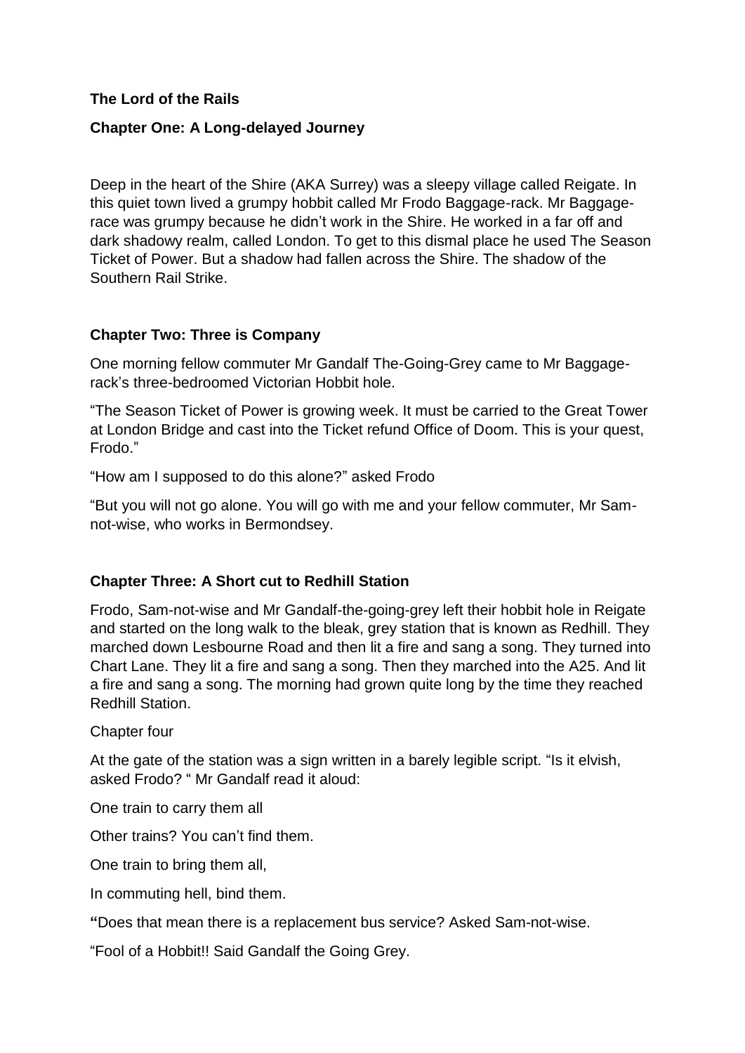**The Lord of the Rails**

**Chapter One: A Long-delayed Journey**

Deep in the heart of the Shire (AKA Surrey) was a sleepy village called Reigate. In this quiet town lived a grumpy hobbit called Mr Frodo Baggage-rack. Mr Baggage-race was grumpy because he didn't work in the Shire. He worked in a far off and dark shadowy realm, called London. To get to this dismal place he used The Season Ticket of Power. But a shadow had fallen across the Shire. The shadow of the Southern Rail Strike.

**Chapter Two: Three is Company**

One morning fellow commuter Mr Gandalf The-Going-Grey came to Mr Baggage-rack's three-bedroomed Victorian Hobbit hole.

"The Season Ticket of Power is growing week. It must be carried to the Great Tower at London Bridge and cast into the Ticket refund Office of Doom. This is your quest, Frodo."

"How am I supposed to do this alone?" asked Frodo

"But you will not go alone. You will go with me and your fellow commuter, Mr Sam-not-wise, who works in Bermondsey.

**Chapter Three: A Short cut to Redhill Station**

Frodo, Sam-not-wise and Mr Gandalf-the-going-grey left their hobbit hole in Reigate and started on the long walk to the bleak, grey station that is known as Redhill. They marched down Lesbourne Road and then lit a fire and sang a song. They turned into Chart Lane. They lit a fire and sang a song. Then they marched into the A25. And lit a fire and sang a song. The morning had grown quite long by the time they reached Redhill Station.

Chapter four

At the gate of the station was a sign written in a barely legible script. "Is it elvish, asked Frodo? " Mr Gandalf read it aloud:

One train to carry them all

Other trains? You can't find them.

One train to bring them all,

In commuting hell, bind them.

**"**Does that mean there is a replacement bus service? Asked Sam-not-wise.

"Fool of a Hobbit!! Said Gandalf the Going Grey.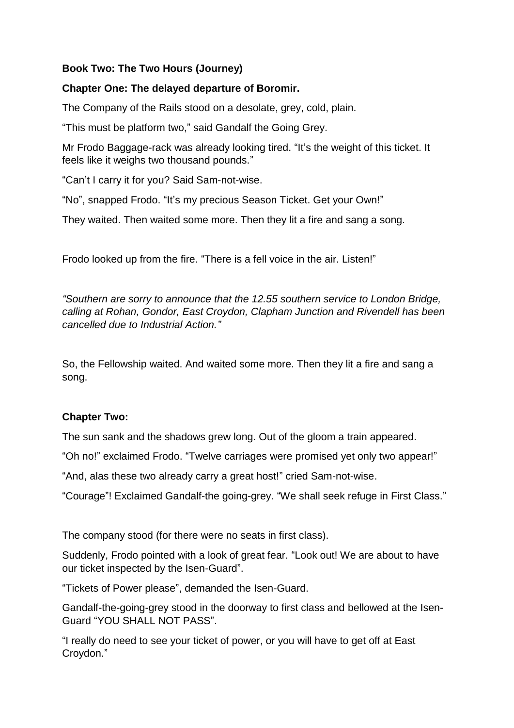**Book Two: The Two Hours (Journey)**

**Chapter One: The delayed departure of Boromir.**

The Company of the Rails stood on a desolate, grey, cold, plain.

"This must be platform two," said Gandalf the Going Grey.

Mr Frodo Baggage-rack was already looking tired. "It's the weight of this ticket. It feels like it weighs two thousand pounds."

"Can't I carry it for you? Said Sam-not-wise.

"No", snapped Frodo. "It's my precious Season Ticket. Get your Own!"

They waited. Then waited some more. Then they lit a fire and sang a song.

Frodo looked up from the fire. "There is a fell voice in the air. Listen!"

*"Southern are sorry to announce that the 12.55 southern service to London Bridge, calling at Rohan, Gondor, East Croydon, Clapham Junction and Rivendell has been cancelled due to Industrial Action."*

So, the Fellowship waited. And waited some more. Then they lit a fire and sang a song.

**Chapter Two:**

The sun sank and the shadows grew long. Out of the gloom a train appeared.

"Oh no!" exclaimed Frodo. "Twelve carriages were promised yet only two appear!"

"And, alas these two already carry a great host!" cried Sam-not-wise.

"Courage"! Exclaimed Gandalf-the going-grey. "We shall seek refuge in First Class."

The company stood (for there were no seats in first class).

Suddenly, Frodo pointed with a look of great fear. "Look out! We are about to have our ticket inspected by the Isen-Guard".

"Tickets of Power please", demanded the Isen-Guard.

Gandalf-the-going-grey stood in the doorway to first class and bellowed at the Isen-Guard "YOU SHALL NOT PASS".

"I really do need to see your ticket of power, or you will have to get off at East Croydon."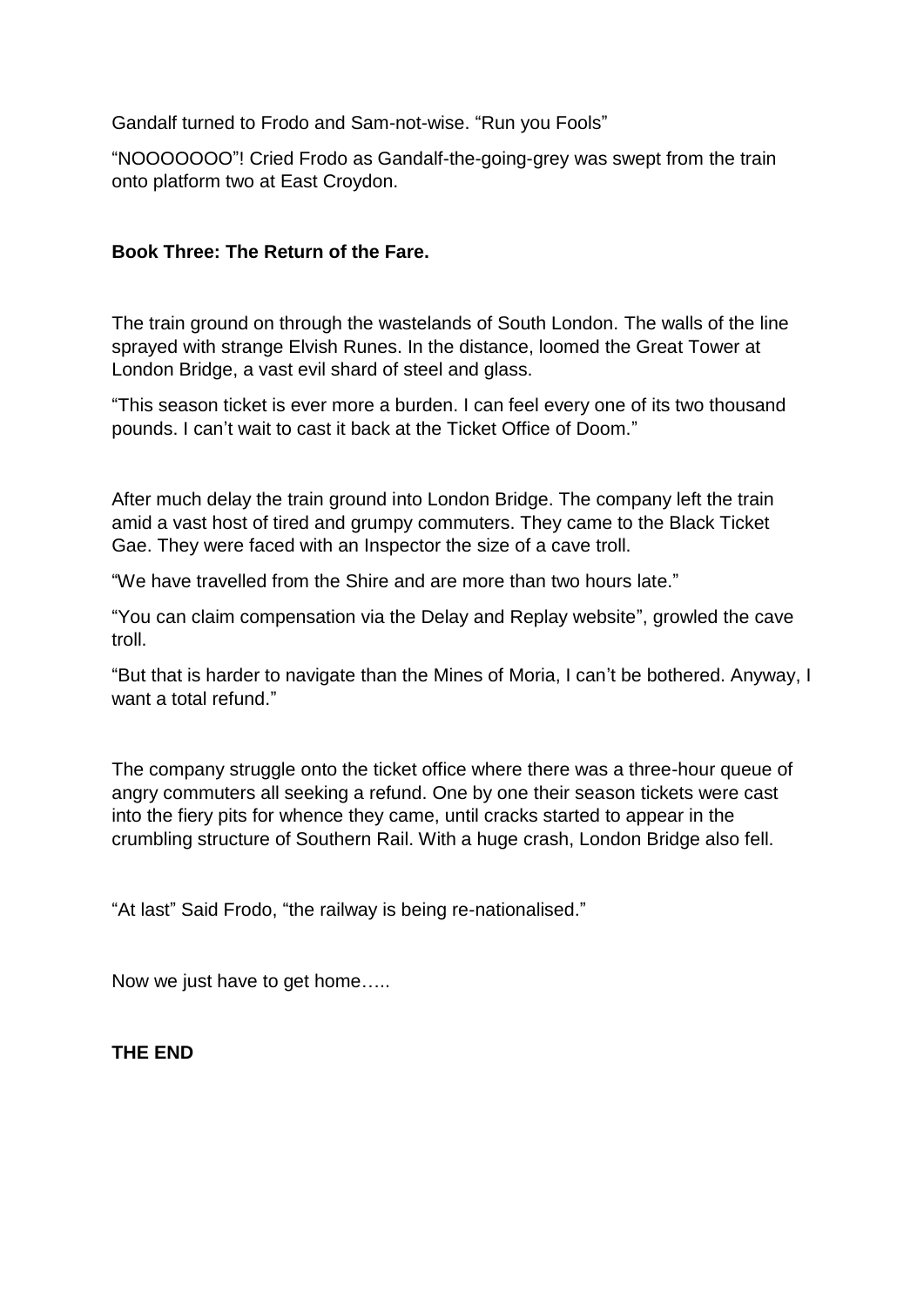Gandalf turned to Frodo and Sam-not-wise. "Run you Fools"

"NOOOOOOO"! Cried Frodo as Gandalf-the-going-grey was swept from the train onto platform two at East Croydon.

**Book Three: The Return of the Fare.**

The train ground on through the wastelands of South London. The walls of the line sprayed with strange Elvish Runes. In the distance, loomed the Great Tower at London Bridge, a vast evil shard of steel and glass.

"This season ticket is ever more a burden. I can feel every one of its two thousand pounds. I can't wait to cast it back at the Ticket Office of Doom."

After much delay the train ground into London Bridge. The company left the train amid a vast host of tired and grumpy commuters. They came to the Black Ticket Gae. They were faced with an Inspector the size of a cave troll.

"We have travelled from the Shire and are more than two hours late."

"You can claim compensation via the Delay and Replay website", growled the cave troll.

"But that is harder to navigate than the Mines of Moria, I can't be bothered. Anyway, I want a total refund."

The company struggle onto the ticket office where there was a three-hour queue of angry commuters all seeking a refund. One by one their season tickets were cast into the fiery pits for whence they came, until cracks started to appear in the crumbling structure of Southern Rail. With a huge crash, London Bridge also fell.

"At last" Said Frodo, "the railway is being re-nationalised."

Now we just have to get home…..

**THE END**